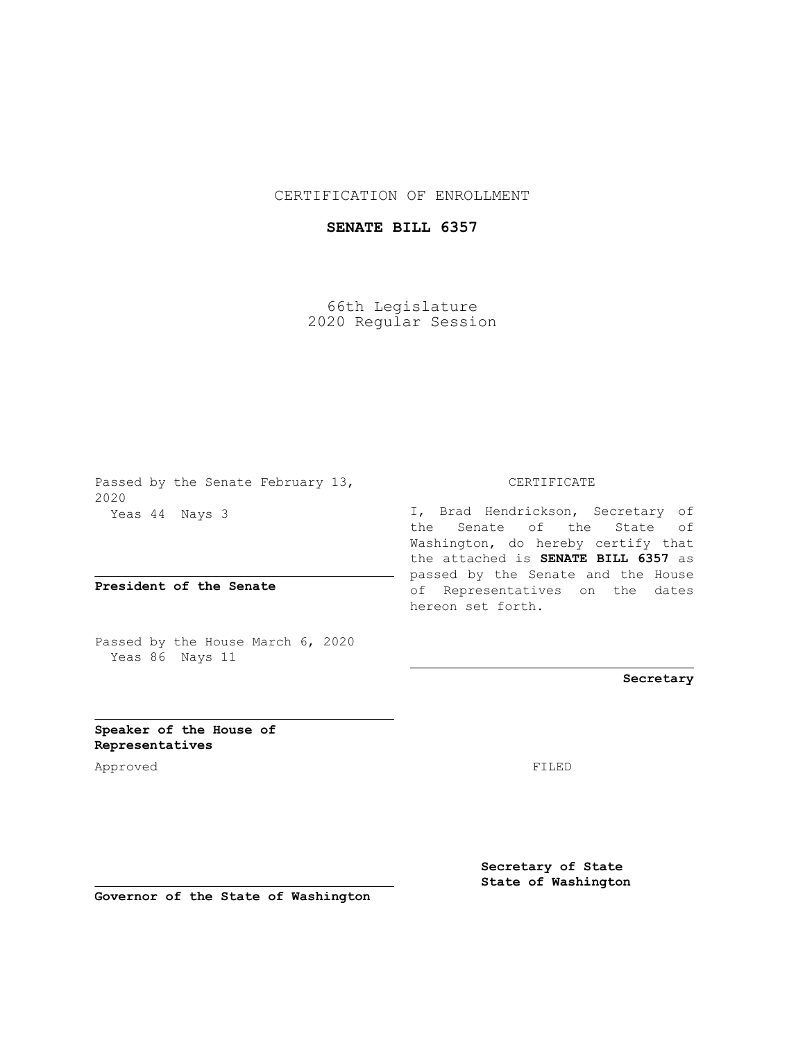CERTIFICATION OF ENROLLMENT

**SENATE BILL 6357**

66th Legislature
2020 Regular Session

Passed by the Senate February 13, 2020
Yeas 44 Nays 3

**President of the Senate**

Passed by the House March 6, 2020
Yeas 86 Nays 11

**Speaker of the House of Representatives**

Approved

**Governor of the State of Washington**

CERTIFICATE

I, Brad Hendrickson, Secretary of the Senate of the State of Washington, do hereby certify that the attached is **SENATE BILL 6357** as passed by the Senate and the House of Representatives on the dates hereon set forth.

**Secretary**

FILED

**Secretary of State**
**State of Washington**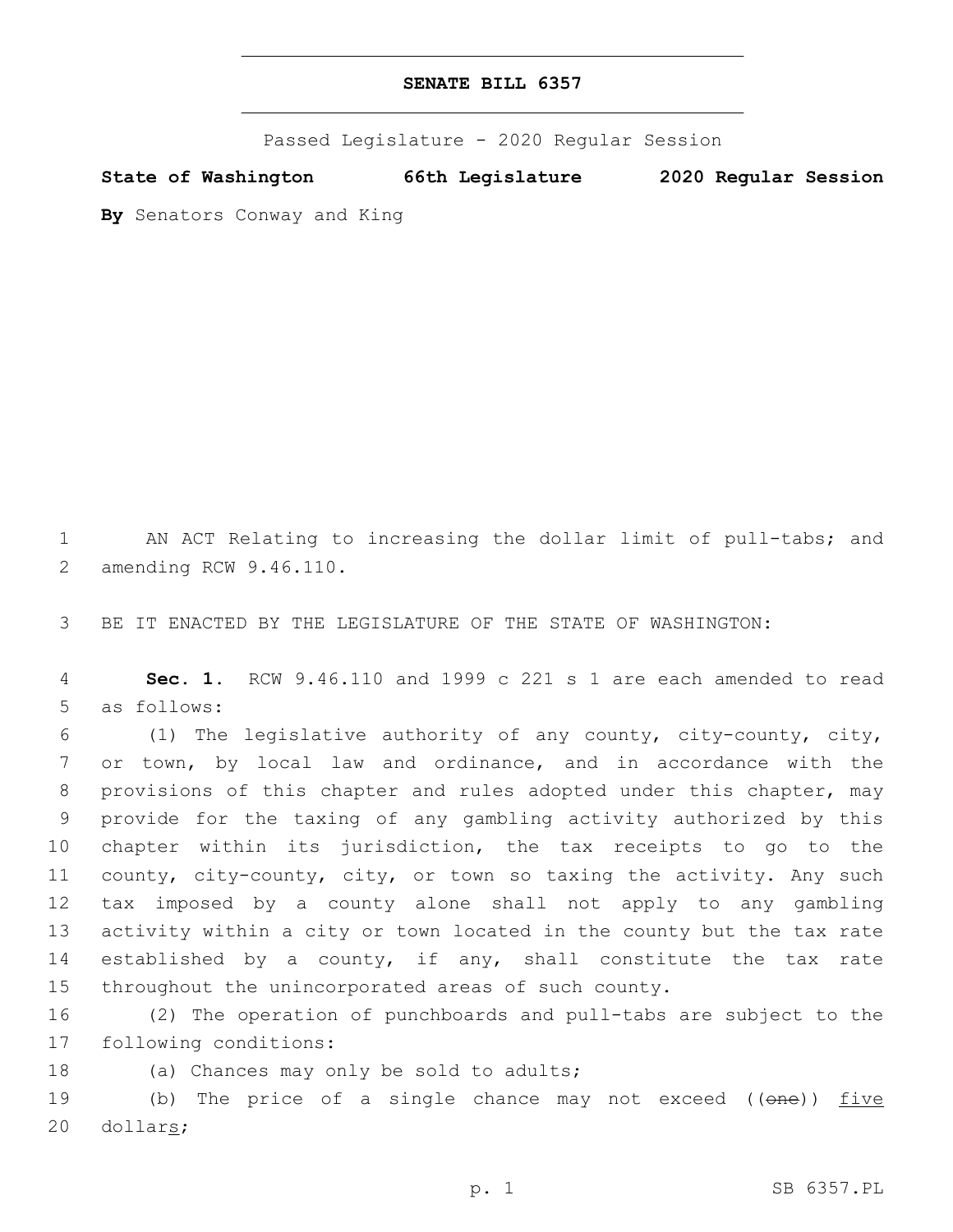# SENATE BILL 6357

Passed Legislature - 2020 Regular Session

**State of Washington 66th Legislature 2020 Regular Session**

**By** Senators Conway and King

AN ACT Relating to increasing the dollar limit of pull-tabs; and amending RCW 9.46.110.

BE IT ENACTED BY THE LEGISLATURE OF THE STATE OF WASHINGTON:

**Sec. 1.** RCW 9.46.110 and 1999 c 221 s 1 are each amended to read as follows:

(1) The legislative authority of any county, city-county, city, or town, by local law and ordinance, and in accordance with the provisions of this chapter and rules adopted under this chapter, may provide for the taxing of any gambling activity authorized by this chapter within its jurisdiction, the tax receipts to go to the county, city-county, city, or town so taxing the activity. Any such tax imposed by a county alone shall not apply to any gambling activity within a city or town located in the county but the tax rate established by a county, if any, shall constitute the tax rate throughout the unincorporated areas of such county.

(2) The operation of punchboards and pull-tabs are subject to the following conditions:

(a) Chances may only be sold to adults;

(b) The price of a single chance may not exceed ((~~one~~)) <u>five</u> dollar<u>s</u>;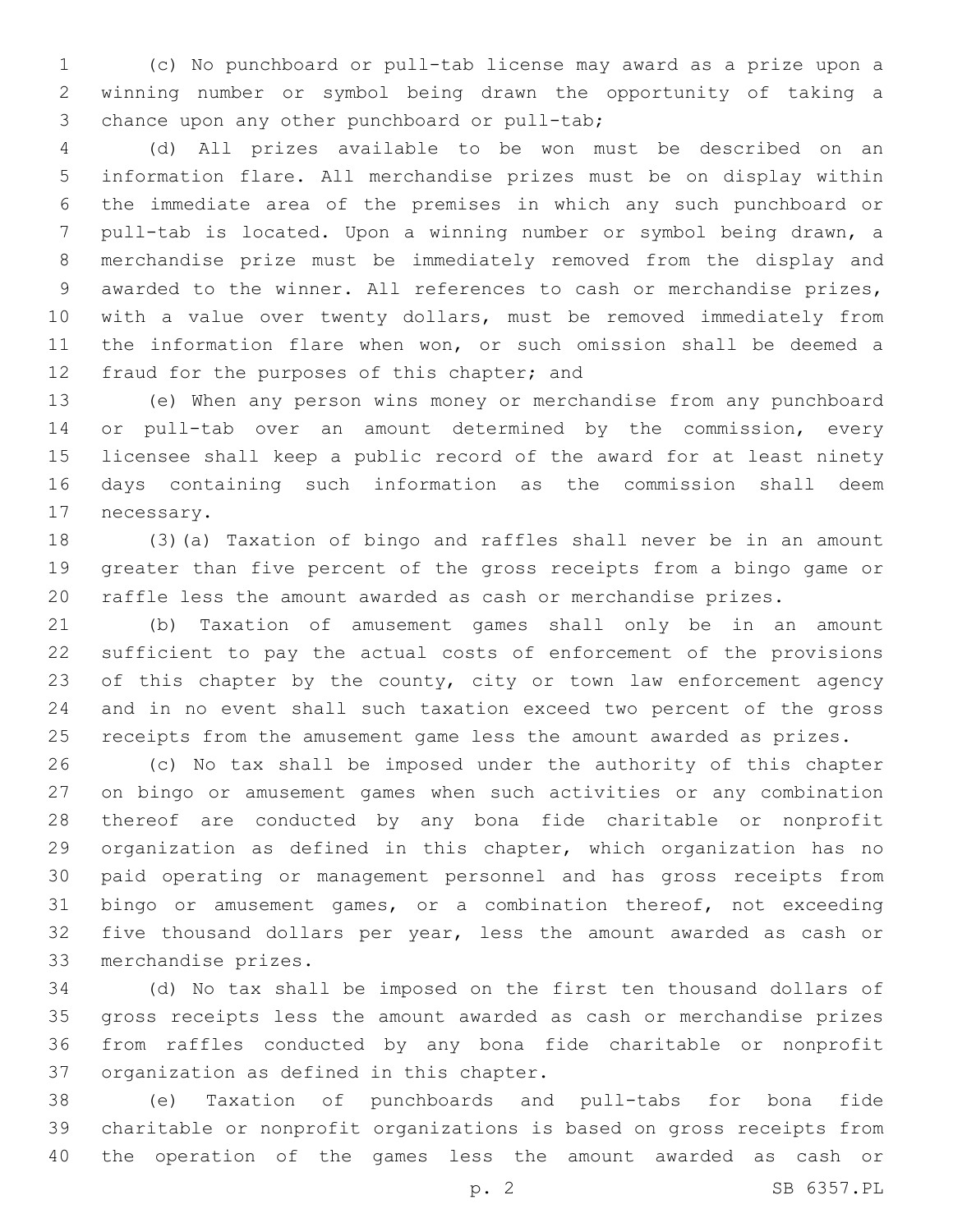(c) No punchboard or pull-tab license may award as a prize upon a winning number or symbol being drawn the opportunity of taking a chance upon any other punchboard or pull-tab;

(d) All prizes available to be won must be described on an information flare. All merchandise prizes must be on display within the immediate area of the premises in which any such punchboard or pull-tab is located. Upon a winning number or symbol being drawn, a merchandise prize must be immediately removed from the display and awarded to the winner. All references to cash or merchandise prizes, with a value over twenty dollars, must be removed immediately from the information flare when won, or such omission shall be deemed a fraud for the purposes of this chapter; and

(e) When any person wins money or merchandise from any punchboard or pull-tab over an amount determined by the commission, every licensee shall keep a public record of the award for at least ninety days containing such information as the commission shall deem necessary.

(3)(a) Taxation of bingo and raffles shall never be in an amount greater than five percent of the gross receipts from a bingo game or raffle less the amount awarded as cash or merchandise prizes.

(b) Taxation of amusement games shall only be in an amount sufficient to pay the actual costs of enforcement of the provisions of this chapter by the county, city or town law enforcement agency and in no event shall such taxation exceed two percent of the gross receipts from the amusement game less the amount awarded as prizes.

(c) No tax shall be imposed under the authority of this chapter on bingo or amusement games when such activities or any combination thereof are conducted by any bona fide charitable or nonprofit organization as defined in this chapter, which organization has no paid operating or management personnel and has gross receipts from bingo or amusement games, or a combination thereof, not exceeding five thousand dollars per year, less the amount awarded as cash or merchandise prizes.

(d) No tax shall be imposed on the first ten thousand dollars of gross receipts less the amount awarded as cash or merchandise prizes from raffles conducted by any bona fide charitable or nonprofit organization as defined in this chapter.

(e) Taxation of punchboards and pull-tabs for bona fide charitable or nonprofit organizations is based on gross receipts from the operation of the games less the amount awarded as cash or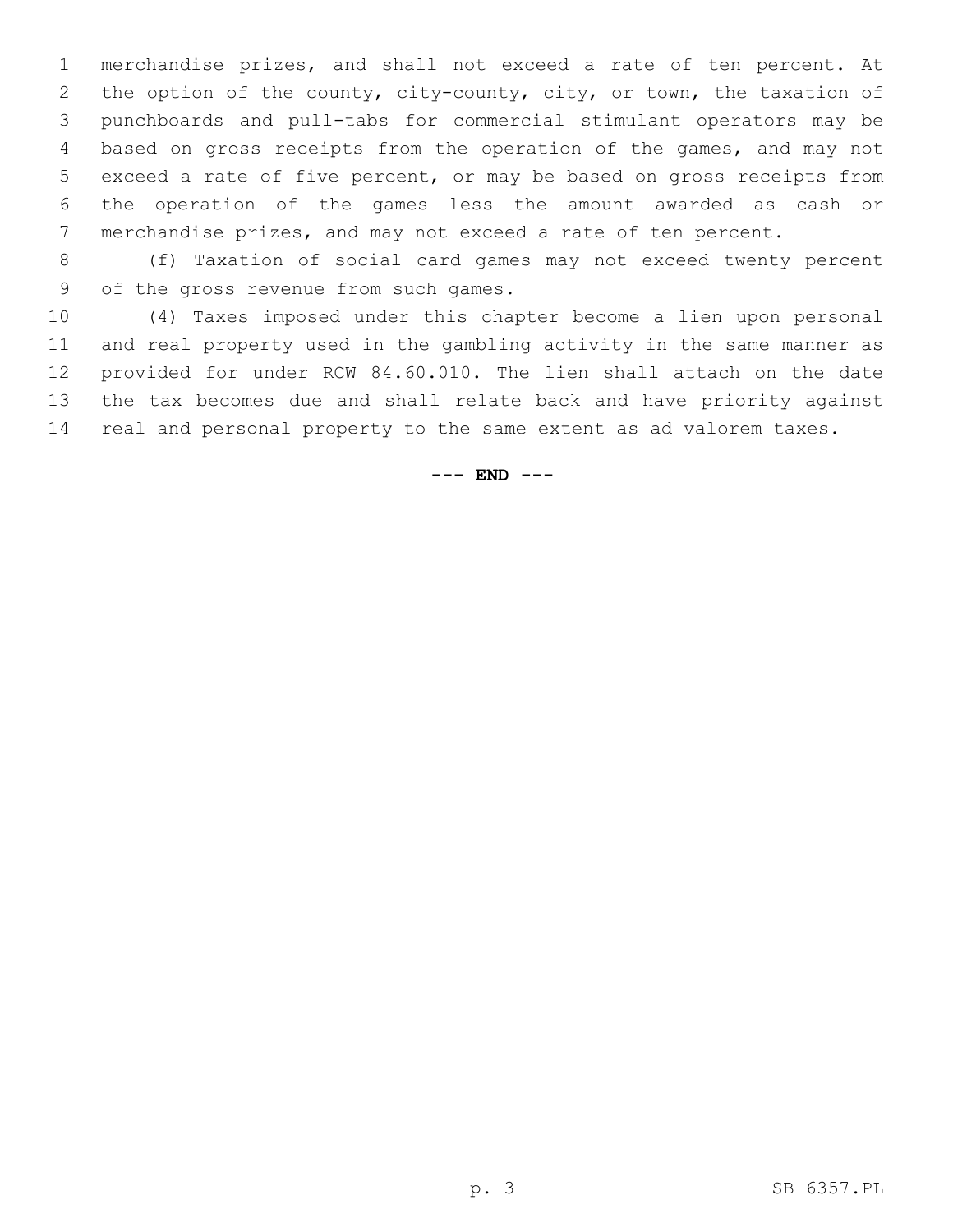merchandise prizes, and shall not exceed a rate of ten percent. At the option of the county, city-county, city, or town, the taxation of punchboards and pull-tabs for commercial stimulant operators may be based on gross receipts from the operation of the games, and may not exceed a rate of five percent, or may be based on gross receipts from the operation of the games less the amount awarded as cash or merchandise prizes, and may not exceed a rate of ten percent.

(f) Taxation of social card games may not exceed twenty percent of the gross revenue from such games.

(4) Taxes imposed under this chapter become a lien upon personal and real property used in the gambling activity in the same manner as provided for under RCW 84.60.010. The lien shall attach on the date the tax becomes due and shall relate back and have priority against real and personal property to the same extent as ad valorem taxes.

**--- END ---**